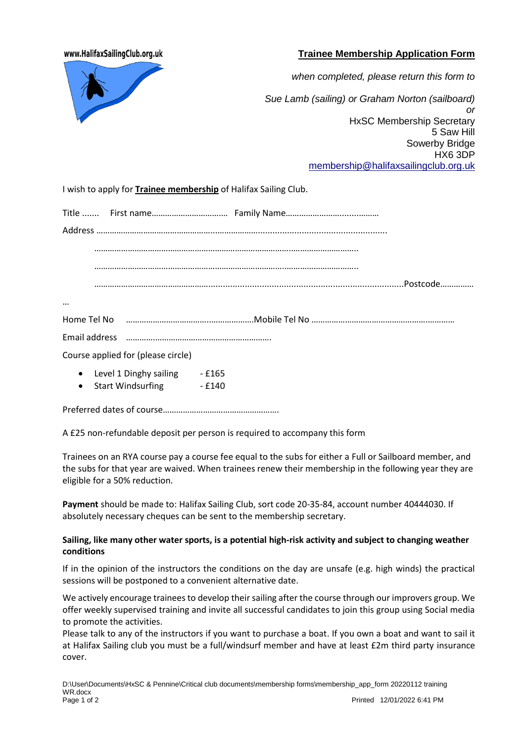www.HalifaxSailingClub.org.uk

# Trainee Membership Application Form

*when completed, please return this form to*

*Sue Lamb (sailing) or Graham Norton (sailboard)*
*or*
HxSC Membership Secretary
5 Saw Hill
Sowerby Bridge
HX6 3DP
membership@halifaxsailingclub.org.uk

I wish to apply for **Trainee membership** of Halifax Sailing Club.

Title ....... First name…………………………… Family Name…………………….................

Address …………………………………………..…………………..................................................

………………………………………………………………………….………………………..

………………………………………………………………………….………………………..

……………………………………………….........................................................................Postcode……………

…

Home Tel No …………………………….....................Mobile Tel No ……………………………………………….………

Email address ……………………………………………………….

Course applied for (please circle)

- Level 1 Dinghy sailing - £165
- Start Windsurfing - £140

Preferred dates of course…………………………………………….

A £25 non-refundable deposit per person is required to accompany this form

Trainees on an RYA course pay a course fee equal to the subs for either a Full or Sailboard member, and the subs for that year are waived. When trainees renew their membership in the following year they are eligible for a 50% reduction.

**Payment** should be made to: Halifax Sailing Club, sort code 20-35-84, account number 40444030. If absolutely necessary cheques can be sent to the membership secretary.

**Sailing, like many other water sports, is a potential high-risk activity and subject to changing weather conditions**

If in the opinion of the instructors the conditions on the day are unsafe (e.g. high winds) the practical sessions will be postponed to a convenient alternative date.

We actively encourage trainees to develop their sailing after the course through our improvers group. We offer weekly supervised training and invite all successful candidates to join this group using Social media to promote the activities.
Please talk to any of the instructors if you want to purchase a boat. If you own a boat and want to sail it at Halifax Sailing club you must be a full/windsurf member and have at least £2m third party insurance cover.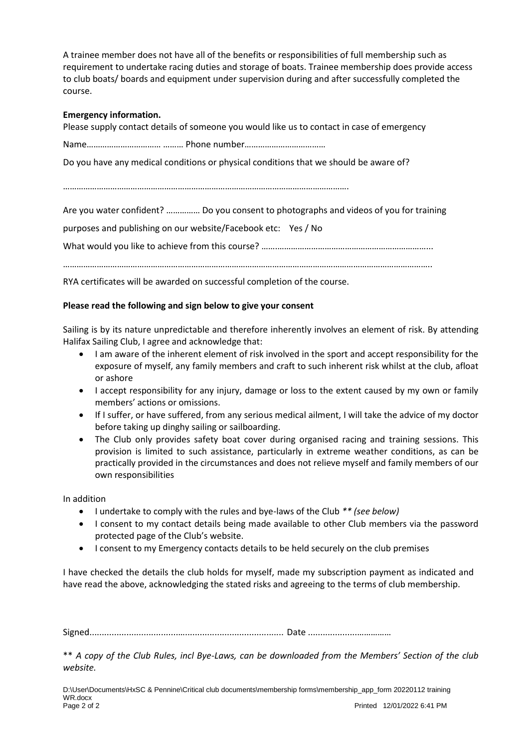A trainee member does not have all of the benefits or responsibilities of full membership such as requirement to undertake racing duties and storage of boats. Trainee membership does provide access to club boats/ boards and equipment under supervision during and after successfully completed the course.

**Emergency information.**

Please supply contact details of someone you would like us to contact in case of emergency

Name…………………………… ……… Phone number………………………………

Do you have any medical conditions or physical conditions that we should be aware of?

……………………………………………………………………………………………………………….

Are you water confident? …………… Do you consent to photographs and videos of you for training purposes and publishing on our website/Facebook etc: Yes / No

What would you like to achieve from this course? ………………………………………………………………..

…………………………………………………………………………………………………………………………………………..

RYA certificates will be awarded on successful completion of the course.

**Please read the following and sign below to give your consent**

Sailing is by its nature unpredictable and therefore inherently involves an element of risk. By attending Halifax Sailing Club, I agree and acknowledge that:

- I am aware of the inherent element of risk involved in the sport and accept responsibility for the exposure of myself, any family members and craft to such inherent risk whilst at the club, afloat or ashore
- I accept responsibility for any injury, damage or loss to the extent caused by my own or family members' actions or omissions.
- If I suffer, or have suffered, from any serious medical ailment, I will take the advice of my doctor before taking up dinghy sailing or sailboarding.
- The Club only provides safety boat cover during organised racing and training sessions. This provision is limited to such assistance, particularly in extreme weather conditions, as can be practically provided in the circumstances and does not relieve myself and family members of our own responsibilities

In addition

- I undertake to comply with the rules and bye-laws of the Club *** (see below)*
- I consent to my contact details being made available to other Club members via the password protected page of the Club's website.
- I consent to my Emergency contacts details to be held securely on the club premises

I have checked the details the club holds for myself, made my subscription payment as indicated and have read the above, acknowledging the stated risks and agreeing to the terms of club membership.

Signed............................................................................... Date ..................................

** *A copy of the Club Rules, incl Bye-Laws, can be downloaded from the Members' Section of the club website.*